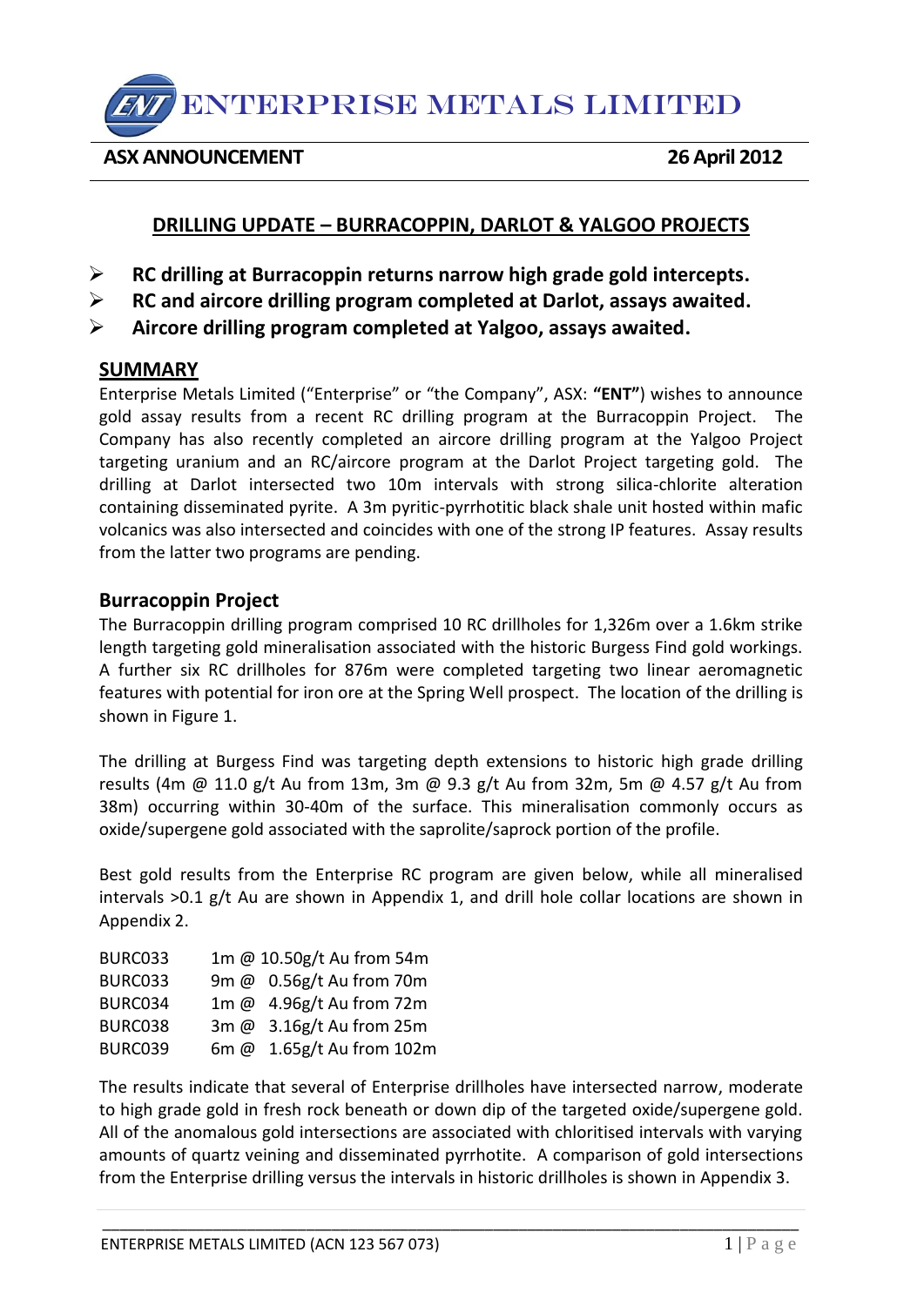ENTERPRISE METALS LIMITED

**ASX ANNOUNCEMENT** **26 April 2012**

## DRILLING UPDATE – BURRACOPPIN, DARLOT & YALGOO PROJECTS

- **RC drilling at Burracoppin returns narrow high grade gold intercepts.**
- **RC and aircore drilling program completed at Darlot, assays awaited.**
- **Aircore drilling program completed at Yalgoo, assays awaited.**

## SUMMARY

Enterprise Metals Limited ("Enterprise" or "the Company", ASX: **"ENT"**) wishes to announce gold assay results from a recent RC drilling program at the Burracoppin Project. The Company has also recently completed an aircore drilling program at the Yalgoo Project targeting uranium and an RC/aircore program at the Darlot Project targeting gold. The drilling at Darlot intersected two 10m intervals with strong silica-chlorite alteration containing disseminated pyrite. A 3m pyritic-pyrrhotitic black shale unit hosted within mafic volcanics was also intersected and coincides with one of the strong IP features. Assay results from the latter two programs are pending.

### Burracoppin Project

The Burracoppin drilling program comprised 10 RC drillholes for 1,326m over a 1.6km strike length targeting gold mineralisation associated with the historic Burgess Find gold workings. A further six RC drillholes for 876m were completed targeting two linear aeromagnetic features with potential for iron ore at the Spring Well prospect. The location of the drilling is shown in Figure 1.

The drilling at Burgess Find was targeting depth extensions to historic high grade drilling results (4m @ 11.0 g/t Au from 13m, 3m @ 9.3 g/t Au from 32m, 5m @ 4.57 g/t Au from 38m) occurring within 30-40m of the surface. This mineralisation commonly occurs as oxide/supergene gold associated with the saprolite/saprock portion of the profile.

Best gold results from the Enterprise RC program are given below, while all mineralised intervals >0.1 g/t Au are shown in Appendix 1, and drill hole collar locations are shown in Appendix 2.

| | |
|---|---|
| BURC033 | 1m @ 10.50g/t Au from 54m |
| BURC033 | 9m @ 0.56g/t Au from 70m |
| BURC034 | 1m @ 4.96g/t Au from 72m |
| BURC038 | 3m @ 3.16g/t Au from 25m |
| BURC039 | 6m @ 1.65g/t Au from 102m |

The results indicate that several of Enterprise drillholes have intersected narrow, moderate to high grade gold in fresh rock beneath or down dip of the targeted oxide/supergene gold. All of the anomalous gold intersections are associated with chloritised intervals with varying amounts of quartz veining and disseminated pyrrhotite. A comparison of gold intersections from the Enterprise drilling versus the intervals in historic drillholes is shown in Appendix 3.

ENTERPRISE METALS LIMITED (ACN 123 567 073)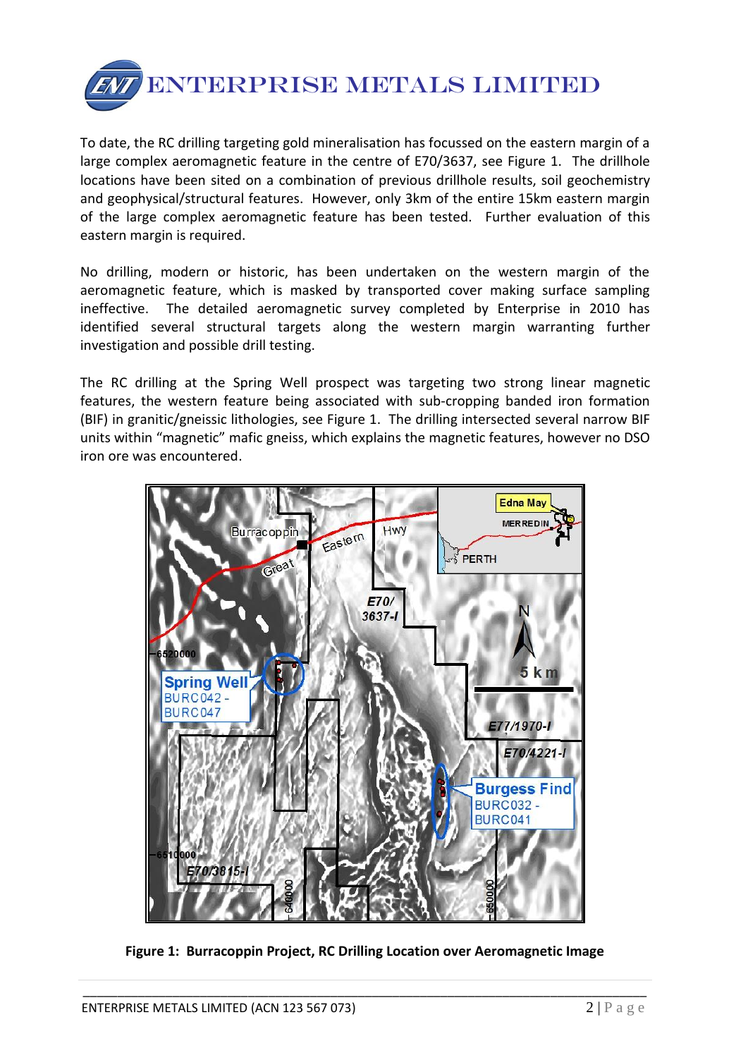To date, the RC drilling targeting gold mineralisation has focussed on the eastern margin of a large complex aeromagnetic feature in the centre of E70/3637, see Figure 1. The drillhole locations have been sited on a combination of previous drillhole results, soil geochemistry and geophysical/structural features. However, only 3km of the entire 15km eastern margin of the large complex aeromagnetic feature has been tested. Further evaluation of this eastern margin is required.

No drilling, modern or historic, has been undertaken on the western margin of the aeromagnetic feature, which is masked by transported cover making surface sampling ineffective. The detailed aeromagnetic survey completed by Enterprise in 2010 has identified several structural targets along the western margin warranting further investigation and possible drill testing.

The RC drilling at the Spring Well prospect was targeting two strong linear magnetic features, the western feature being associated with sub-cropping banded iron formation (BIF) in granitic/gneissic lithologies, see Figure 1. The drilling intersected several narrow BIF units within "magnetic" mafic gneiss, which explains the magnetic features, however no DSO iron ore was encountered.

**Figure 1: Burracoppin Project, RC Drilling Location over Aeromagnetic Image**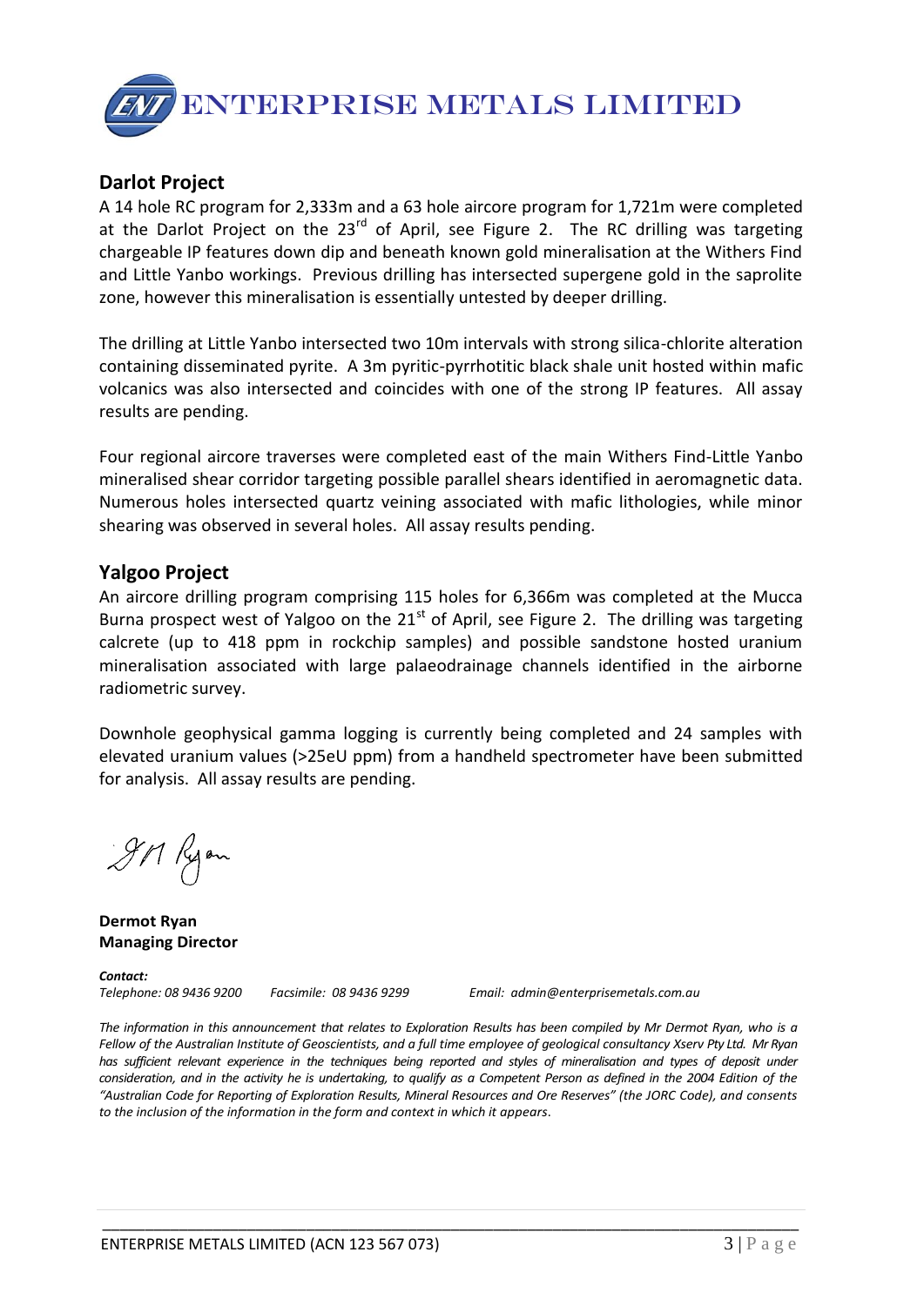## Darlot Project

A 14 hole RC program for 2,333m and a 63 hole aircore program for 1,721m were completed at the Darlot Project on the 23rd of April, see Figure 2. The RC drilling was targeting chargeable IP features down dip and beneath known gold mineralisation at the Withers Find and Little Yanbo workings. Previous drilling has intersected supergene gold in the saprolite zone, however this mineralisation is essentially untested by deeper drilling.

The drilling at Little Yanbo intersected two 10m intervals with strong silica-chlorite alteration containing disseminated pyrite. A 3m pyritic-pyrrhotitic black shale unit hosted within mafic volcanics was also intersected and coincides with one of the strong IP features. All assay results are pending.

Four regional aircore traverses were completed east of the main Withers Find-Little Yanbo mineralised shear corridor targeting possible parallel shears identified in aeromagnetic data. Numerous holes intersected quartz veining associated with mafic lithologies, while minor shearing was observed in several holes. All assay results pending.

## Yalgoo Project

An aircore drilling program comprising 115 holes for 6,366m was completed at the Mucca Burna prospect west of Yalgoo on the 21st of April, see Figure 2. The drilling was targeting calcrete (up to 418 ppm in rockchip samples) and possible sandstone hosted uranium mineralisation associated with large palaeodrainage channels identified in the airborne radiometric survey.

Downhole geophysical gamma logging is currently being completed and 24 samples with elevated uranium values (>25eU ppm) from a handheld spectrometer have been submitted for analysis. All assay results are pending.

**Dermot Ryan**
**Managing Director**

***Contact:***
*Telephone: 08 9436 9200 Facsimile: 08 9436 9299 Email: admin@enterprisemetals.com.au*

*The information in this announcement that relates to Exploration Results has been compiled by Mr Dermot Ryan, who is a Fellow of the Australian Institute of Geoscientists, and a full time employee of geological consultancy Xserv Pty Ltd. Mr Ryan has sufficient relevant experience in the techniques being reported and styles of mineralisation and types of deposit under consideration, and in the activity he is undertaking, to qualify as a Competent Person as defined in the 2004 Edition of the "Australian Code for Reporting of Exploration Results, Mineral Resources and Ore Reserves" (the JORC Code), and consents to the inclusion of the information in the form and context in which it appears.*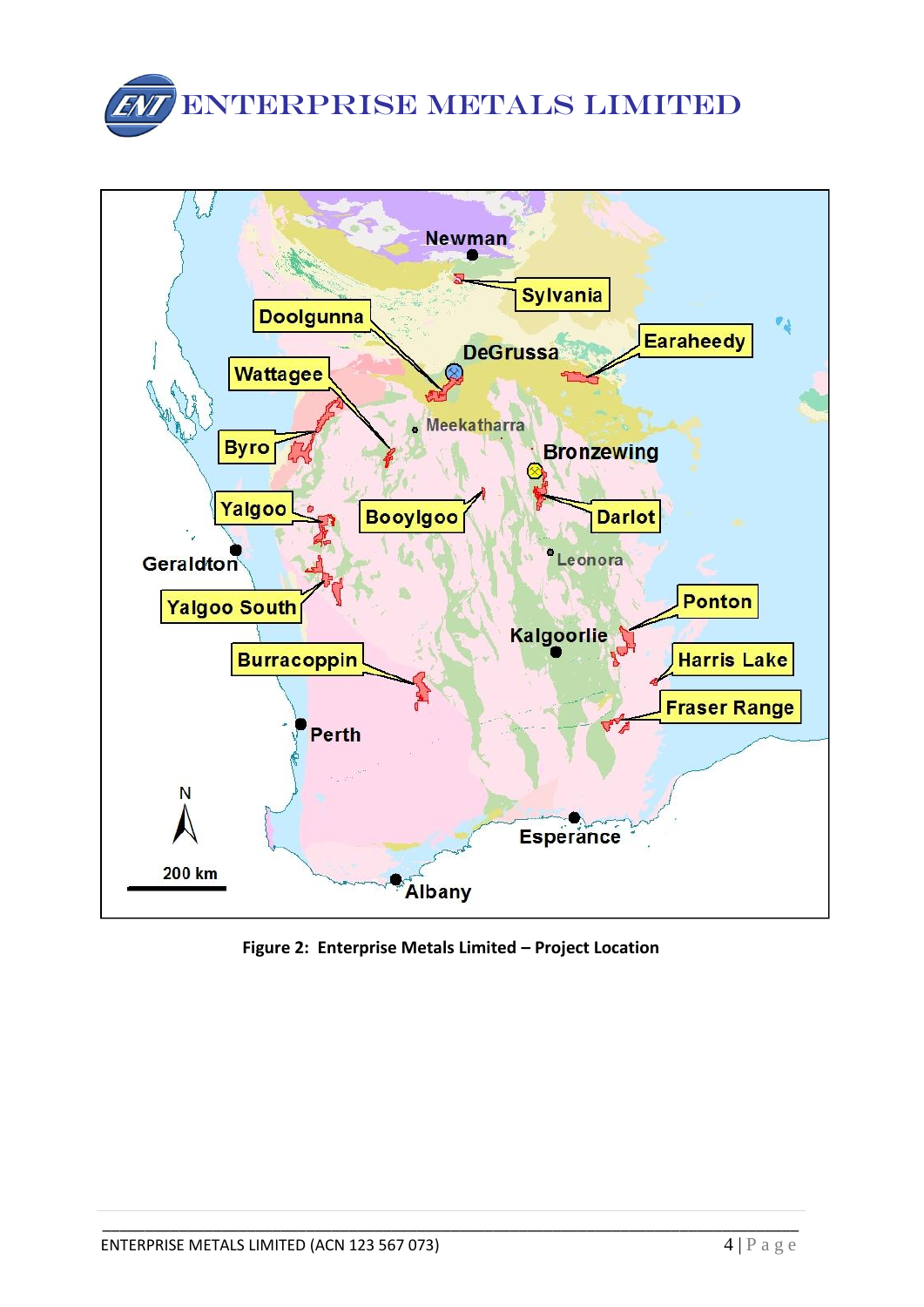Figure 2: Enterprise Metals Limited – Project Location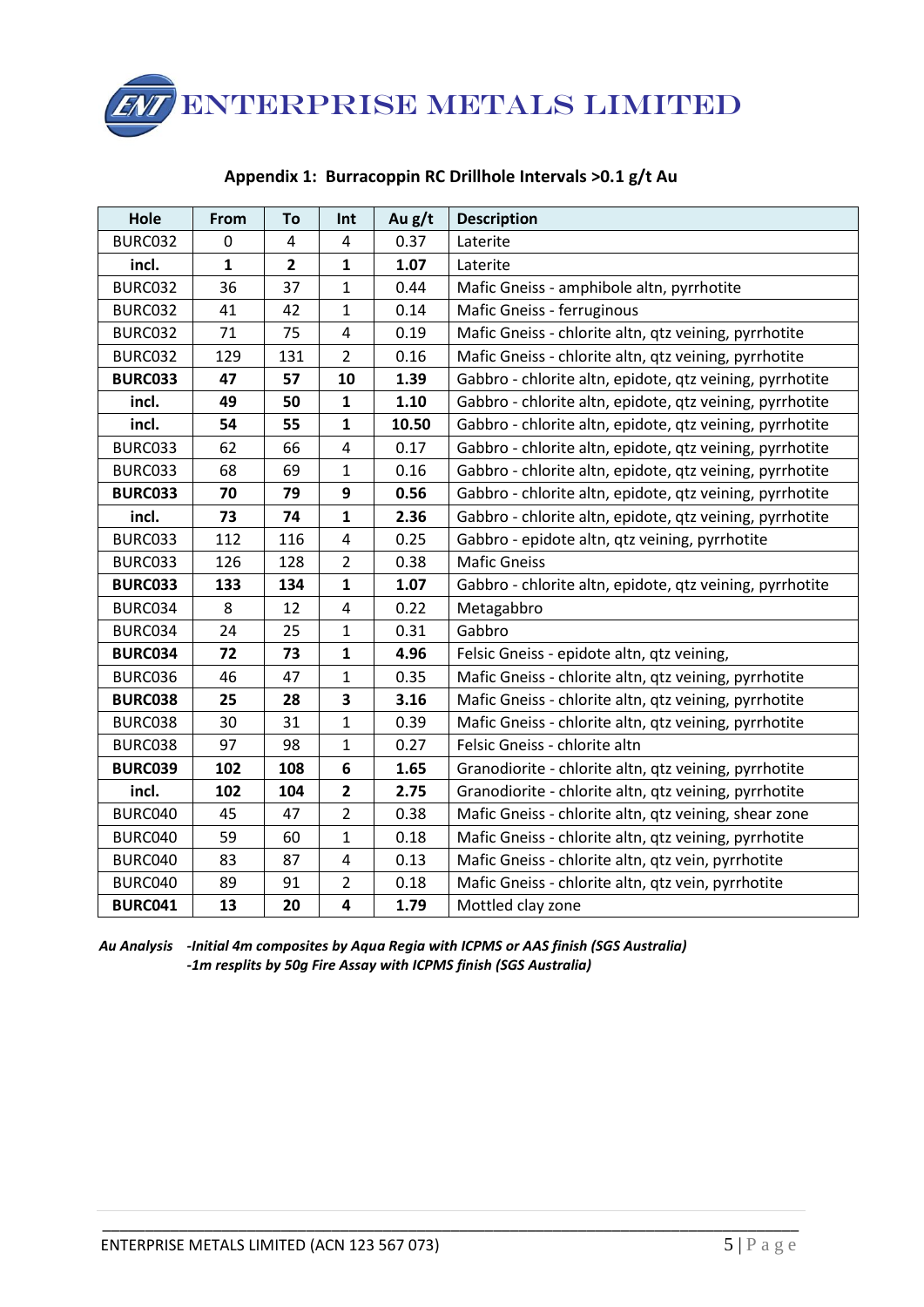## Appendix 1: Burracoppin RC Drillhole Intervals >0.1 g/t Au

| Hole | From | To | Int | Au g/t | Description |
|---|---|---|---|---|---|
| BURC032 | 0 | 4 | 4 | 0.37 | Laterite |
| **incl.** | **1** | **2** | **1** | **1.07** | Laterite |
| BURC032 | 36 | 37 | 1 | 0.44 | Mafic Gneiss - amphibole altn, pyrrhotite |
| BURC032 | 41 | 42 | 1 | 0.14 | Mafic Gneiss - ferruginous |
| BURC032 | 71 | 75 | 4 | 0.19 | Mafic Gneiss - chlorite altn, qtz veining, pyrrhotite |
| BURC032 | 129 | 131 | 2 | 0.16 | Mafic Gneiss - chlorite altn, qtz veining, pyrrhotite |
| **BURC033** | **47** | **57** | **10** | **1.39** | Gabbro - chlorite altn, epidote, qtz veining, pyrrhotite |
| **incl.** | **49** | **50** | **1** | **1.10** | Gabbro - chlorite altn, epidote, qtz veining, pyrrhotite |
| **incl.** | **54** | **55** | **1** | **10.50** | Gabbro - chlorite altn, epidote, qtz veining, pyrrhotite |
| BURC033 | 62 | 66 | 4 | 0.17 | Gabbro - chlorite altn, epidote, qtz veining, pyrrhotite |
| BURC033 | 68 | 69 | 1 | 0.16 | Gabbro - chlorite altn, epidote, qtz veining, pyrrhotite |
| **BURC033** | **70** | **79** | **9** | **0.56** | Gabbro - chlorite altn, epidote, qtz veining, pyrrhotite |
| **incl.** | **73** | **74** | **1** | **2.36** | Gabbro - chlorite altn, epidote, qtz veining, pyrrhotite |
| BURC033 | 112 | 116 | 4 | 0.25 | Gabbro - epidote altn, qtz veining, pyrrhotite |
| BURC033 | 126 | 128 | 2 | 0.38 | Mafic Gneiss |
| **BURC033** | **133** | **134** | **1** | **1.07** | Gabbro - chlorite altn, epidote, qtz veining, pyrrhotite |
| BURC034 | 8 | 12 | 4 | 0.22 | Metagabbro |
| BURC034 | 24 | 25 | 1 | 0.31 | Gabbro |
| **BURC034** | **72** | **73** | **1** | **4.96** | Felsic Gneiss - epidote altn, qtz veining, |
| BURC036 | 46 | 47 | 1 | 0.35 | Mafic Gneiss - chlorite altn, qtz veining, pyrrhotite |
| **BURC038** | **25** | **28** | **3** | **3.16** | Mafic Gneiss - chlorite altn, qtz veining, pyrrhotite |
| BURC038 | 30 | 31 | 1 | 0.39 | Mafic Gneiss - chlorite altn, qtz veining, pyrrhotite |
| BURC038 | 97 | 98 | 1 | 0.27 | Felsic Gneiss - chlorite altn |
| **BURC039** | **102** | **108** | **6** | **1.65** | Granodiorite - chlorite altn, qtz veining, pyrrhotite |
| **incl.** | **102** | **104** | **2** | **2.75** | Granodiorite - chlorite altn, qtz veining, pyrrhotite |
| BURC040 | 45 | 47 | 2 | 0.38 | Mafic Gneiss - chlorite altn, qtz veining, shear zone |
| BURC040 | 59 | 60 | 1 | 0.18 | Mafic Gneiss - chlorite altn, qtz veining, pyrrhotite |
| BURC040 | 83 | 87 | 4 | 0.13 | Mafic Gneiss - chlorite altn, qtz vein, pyrrhotite |
| BURC040 | 89 | 91 | 2 | 0.18 | Mafic Gneiss - chlorite altn, qtz vein, pyrrhotite |
| **BURC041** | **13** | **20** | **4** | **1.79** | Mottled clay zone |

***Au Analysis** -Initial 4m composites by Aqua Regia with ICPMS or AAS finish (SGS Australia)*
*-1m resplits by 50g Fire Assay with ICPMS finish (SGS Australia)*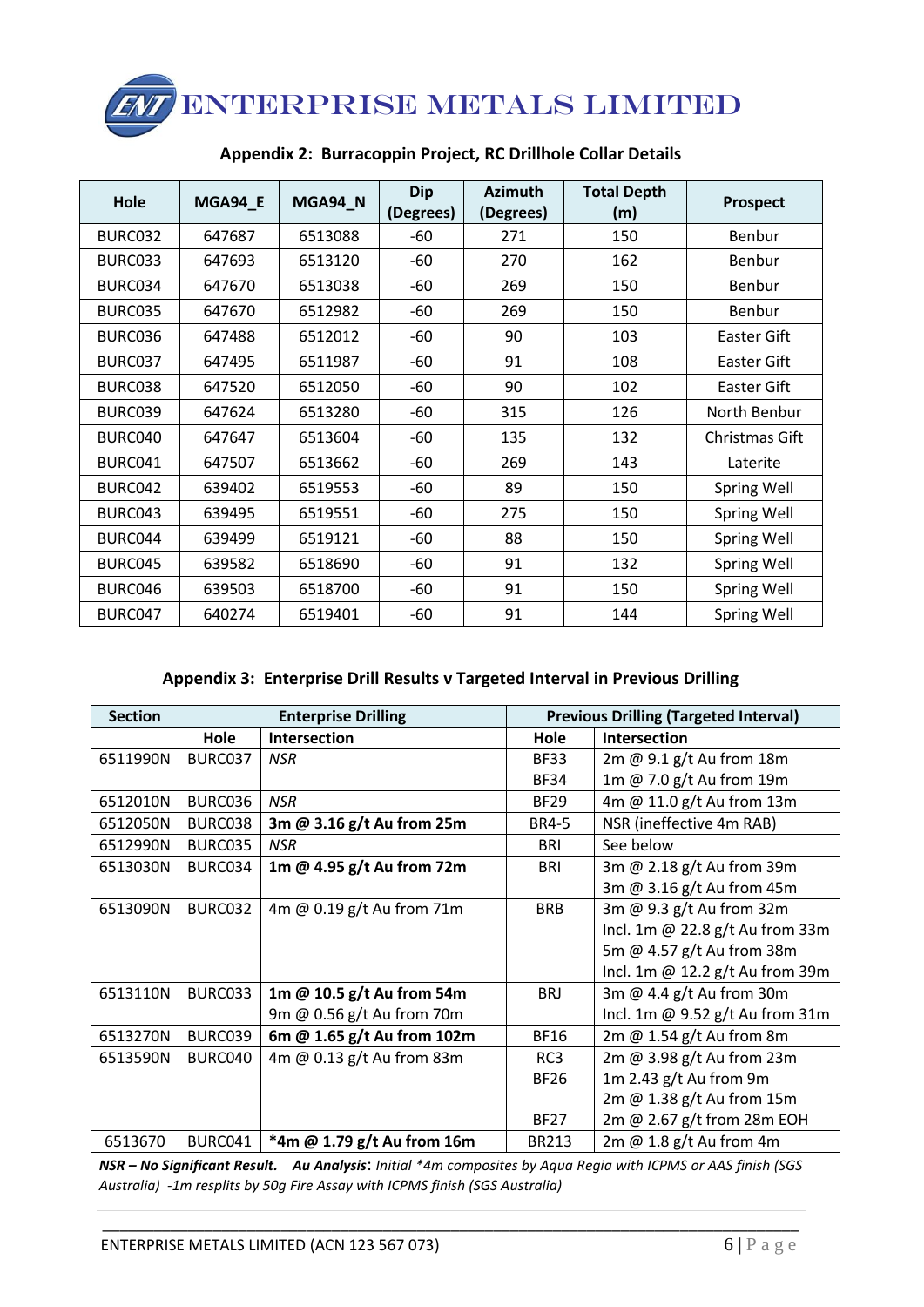## Appendix 2: Burracoppin Project, RC Drillhole Collar Details

| Hole | MGA94_E | MGA94_N | Dip (Degrees) | Azimuth (Degrees) | Total Depth (m) | Prospect |
|---|---|---|---|---|---|---|
| BURC032 | 647687 | 6513088 | -60 | 271 | 150 | Benbur |
| BURC033 | 647693 | 6513120 | -60 | 270 | 162 | Benbur |
| BURC034 | 647670 | 6513038 | -60 | 269 | 150 | Benbur |
| BURC035 | 647670 | 6512982 | -60 | 269 | 150 | Benbur |
| BURC036 | 647488 | 6512012 | -60 | 90 | 103 | Easter Gift |
| BURC037 | 647495 | 6511987 | -60 | 91 | 108 | Easter Gift |
| BURC038 | 647520 | 6512050 | -60 | 90 | 102 | Easter Gift |
| BURC039 | 647624 | 6513280 | -60 | 315 | 126 | North Benbur |
| BURC040 | 647647 | 6513604 | -60 | 135 | 132 | Christmas Gift |
| BURC041 | 647507 | 6513662 | -60 | 269 | 143 | Laterite |
| BURC042 | 639402 | 6519553 | -60 | 89 | 150 | Spring Well |
| BURC043 | 639495 | 6519551 | -60 | 275 | 150 | Spring Well |
| BURC044 | 639499 | 6519121 | -60 | 88 | 150 | Spring Well |
| BURC045 | 639582 | 6518690 | -60 | 91 | 132 | Spring Well |
| BURC046 | 639503 | 6518700 | -60 | 91 | 150 | Spring Well |
| BURC047 | 640274 | 6519401 | -60 | 91 | 144 | Spring Well |

## Appendix 3: Enterprise Drill Results v Targeted Interval in Previous Drilling

| Section | Enterprise Drilling | | Previous Drilling (Targeted Interval) | |
|---|---|---|---|---|
| | Hole | Intersection | Hole | Intersection |
| 6511990N | BURC037 | *NSR* | BF33 | 2m @ 9.1 g/t Au from 18m |
| | | | BF34 | 1m @ 7.0 g/t Au from 19m |
| 6512010N | BURC036 | *NSR* | BF29 | 4m @ 11.0 g/t Au from 13m |
| 6512050N | BURC038 | **3m @ 3.16 g/t Au from 25m** | BR4-5 | NSR (ineffective 4m RAB) |
| 6512990N | BURC035 | *NSR* | BRI | See below |
| 6513030N | BURC034 | **1m @ 4.95 g/t Au from 72m** | BRI | 3m @ 2.18 g/t Au from 39m |
| | | | | 3m @ 3.16 g/t Au from 45m |
| 6513090N | BURC032 | 4m @ 0.19 g/t Au from 71m | BRB | 3m @ 9.3 g/t Au from 32m |
| | | | | Incl. 1m @ 22.8 g/t Au from 33m |
| | | | | 5m @ 4.57 g/t Au from 38m |
| | | | | Incl. 1m @ 12.2 g/t Au from 39m |
| 6513110N | BURC033 | **1m @ 10.5 g/t Au from 54m** | BRJ | 3m @ 4.4 g/t Au from 30m |
| | | 9m @ 0.56 g/t Au from 70m | | Incl. 1m @ 9.52 g/t Au from 31m |
| 6513270N | BURC039 | **6m @ 1.65 g/t Au from 102m** | BF16 | 2m @ 1.54 g/t Au from 8m |
| 6513590N | BURC040 | 4m @ 0.13 g/t Au from 83m | RC3 | 2m @ 3.98 g/t Au from 23m |
| | | | BF26 | 1m 2.43 g/t Au from 9m |
| | | | | 2m @ 1.38 g/t Au from 15m |
| | | | BF27 | 2m @ 2.67 g/t from 28m EOH |
| 6513670 | BURC041 | ***4m @ 1.79 g/t Au from 16m** | BR213 | 2m @ 1.8 g/t Au from 4m |

***NSR – No Significant Result.*** ***Au Analysis****: Initial *4m composites by Aqua Regia with ICPMS or AAS finish (SGS Australia) -1m resplits by 50g Fire Assay with ICPMS finish (SGS Australia)*